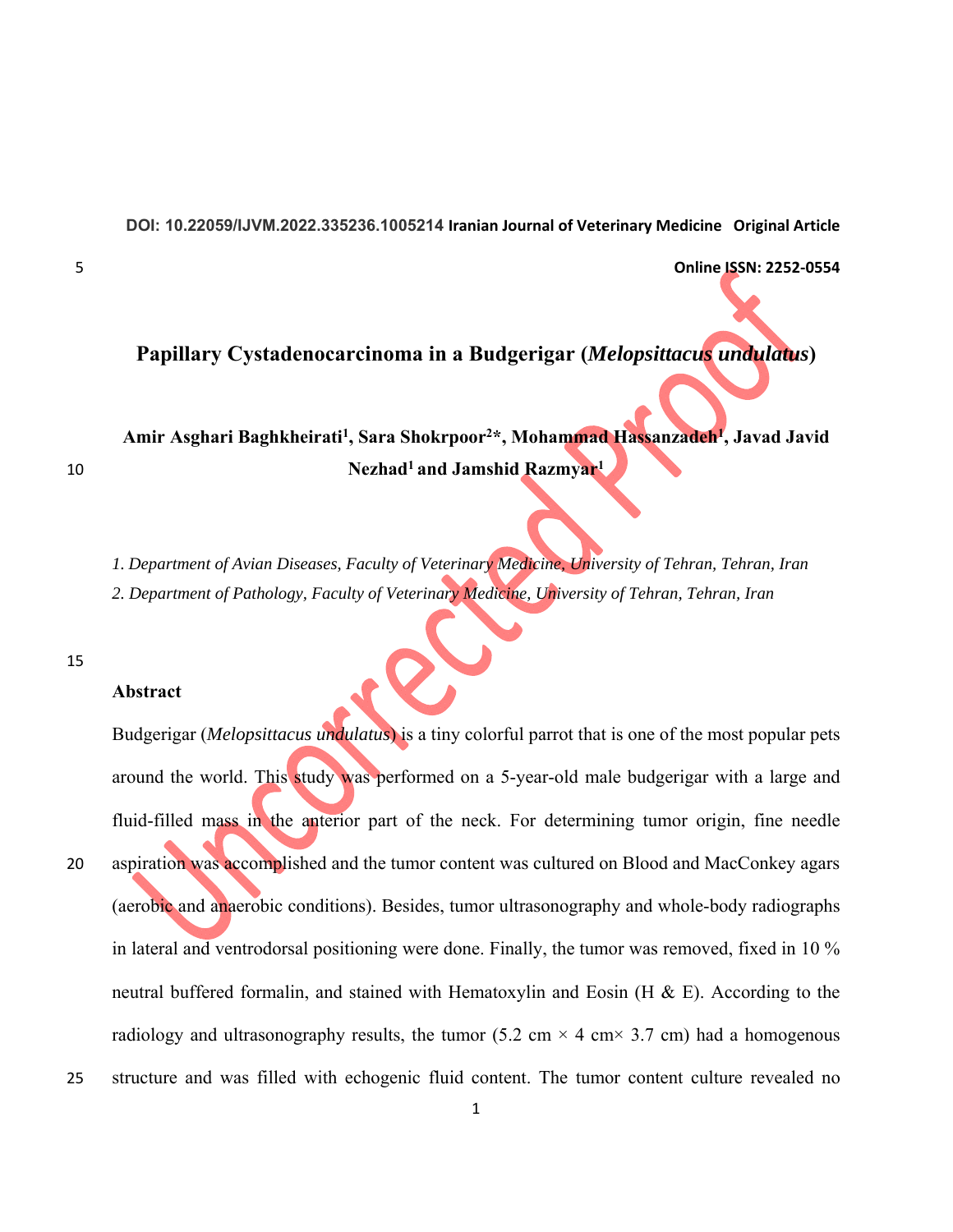DOI: 10.22059/IJVM.2022.335236.1005214 Iranian Journal of Veterinary Medicine Original Article

Online ISSN: 2252-0554

# Papillary Cystadenocarcinoma in a Budgerigar (*Melopsittacus undulatus*)

**Amir Asghari Baghkheirati[1], Sara Shokrpoor[2]*, Mohammad Hassanzadeh[1], Javad Javid Nezhad[1] and Jamshid Razmyar[1]**

*1. Department of Avian Diseases, Faculty of Veterinary Medicine, University of Tehran, Tehran, Iran*

*2. Department of Pathology, Faculty of Veterinary Medicine, University of Tehran, Tehran, Iran*

## Abstract

Budgerigar (*Melopsittacus undulatus*) is a tiny colorful parrot that is one of the most popular pets around the world. This study was performed on a 5-year-old male budgerigar with a large and fluid-filled mass in the anterior part of the neck. For determining tumor origin, fine needle aspiration was accomplished and the tumor content was cultured on Blood and MacConkey agars (aerobic and anaerobic conditions). Besides, tumor ultrasonography and whole-body radiographs in lateral and ventrodorsal positioning were done. Finally, the tumor was removed, fixed in 10 % neutral buffered formalin, and stained with Hematoxylin and Eosin (H & E). According to the radiology and ultrasonography results, the tumor (5.2 cm × 4 cm× 3.7 cm) had a homogenous structure and was filled with echogenic fluid content. The tumor content culture revealed no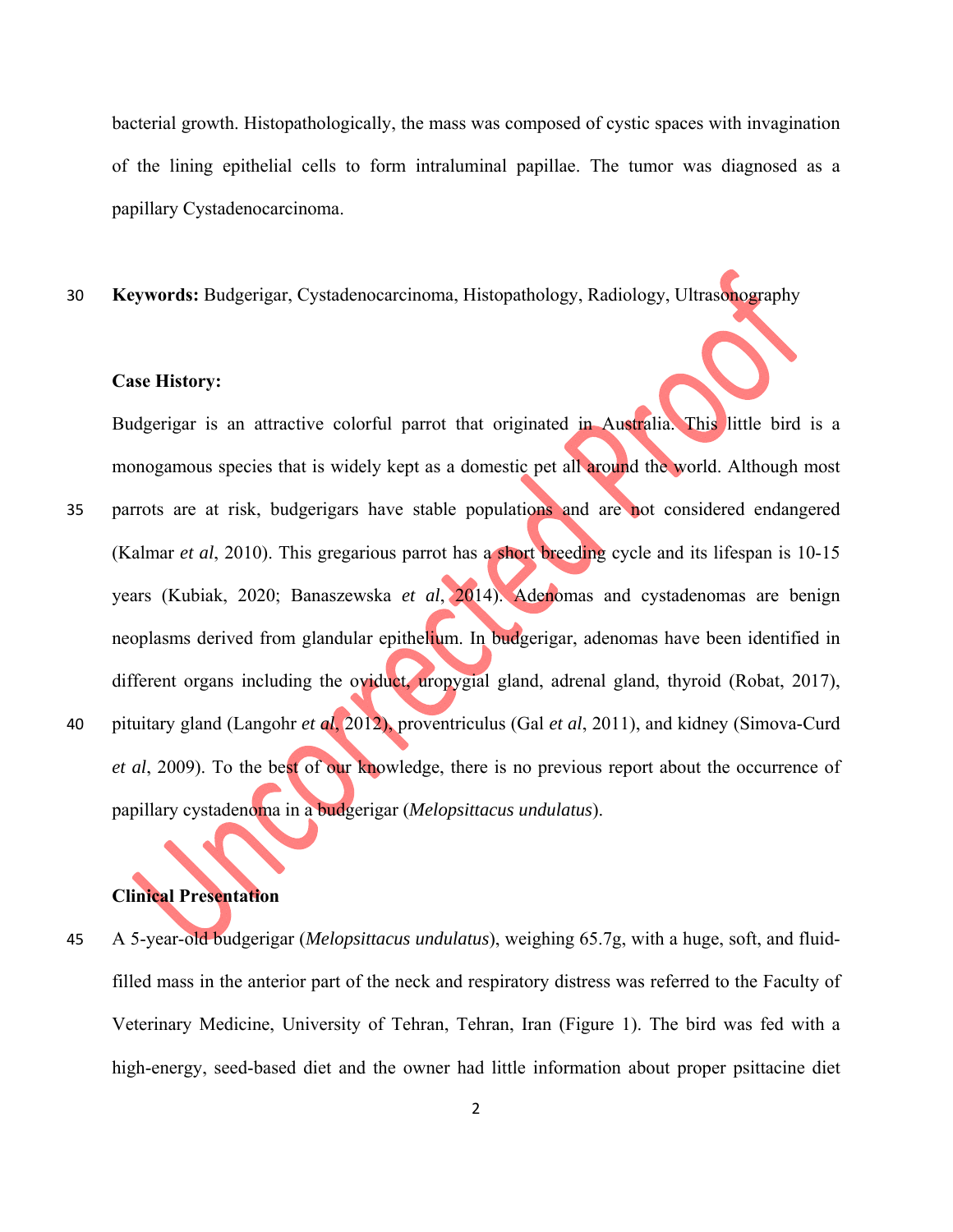bacterial growth. Histopathologically, the mass was composed of cystic spaces with invagination of the lining epithelial cells to form intraluminal papillae. The tumor was diagnosed as a papillary Cystadenocarcinoma.

**Keywords:** Budgerigar, Cystadenocarcinoma, Histopathology, Radiology, Ultrasonography

**Case History:**

Budgerigar is an attractive colorful parrot that originated in Australia. This little bird is a monogamous species that is widely kept as a domestic pet all around the world. Although most parrots are at risk, budgerigars have stable populations and are not considered endangered (Kalmar *et al*, 2010). This gregarious parrot has a short breeding cycle and its lifespan is 10-15 years (Kubiak, 2020; Banaszewska *et al*, 2014). Adenomas and cystadenomas are benign neoplasms derived from glandular epithelium. In budgerigar, adenomas have been identified in different organs including the oviduct, uropygial gland, adrenal gland, thyroid (Robat, 2017), pituitary gland (Langohr *et al*, 2012), proventriculus (Gal *et al*, 2011), and kidney (Simova-Curd *et al*, 2009). To the best of our knowledge, there is no previous report about the occurrence of papillary cystadenoma in a budgerigar (*Melopsittacus undulatus*).

**Clinical Presentation**

A 5-year-old budgerigar (*Melopsittacus undulatus*), weighing 65.7g, with a huge, soft, and fluid-filled mass in the anterior part of the neck and respiratory distress was referred to the Faculty of Veterinary Medicine, University of Tehran, Tehran, Iran (Figure 1). The bird was fed with a high-energy, seed-based diet and the owner had little information about proper psittacine diet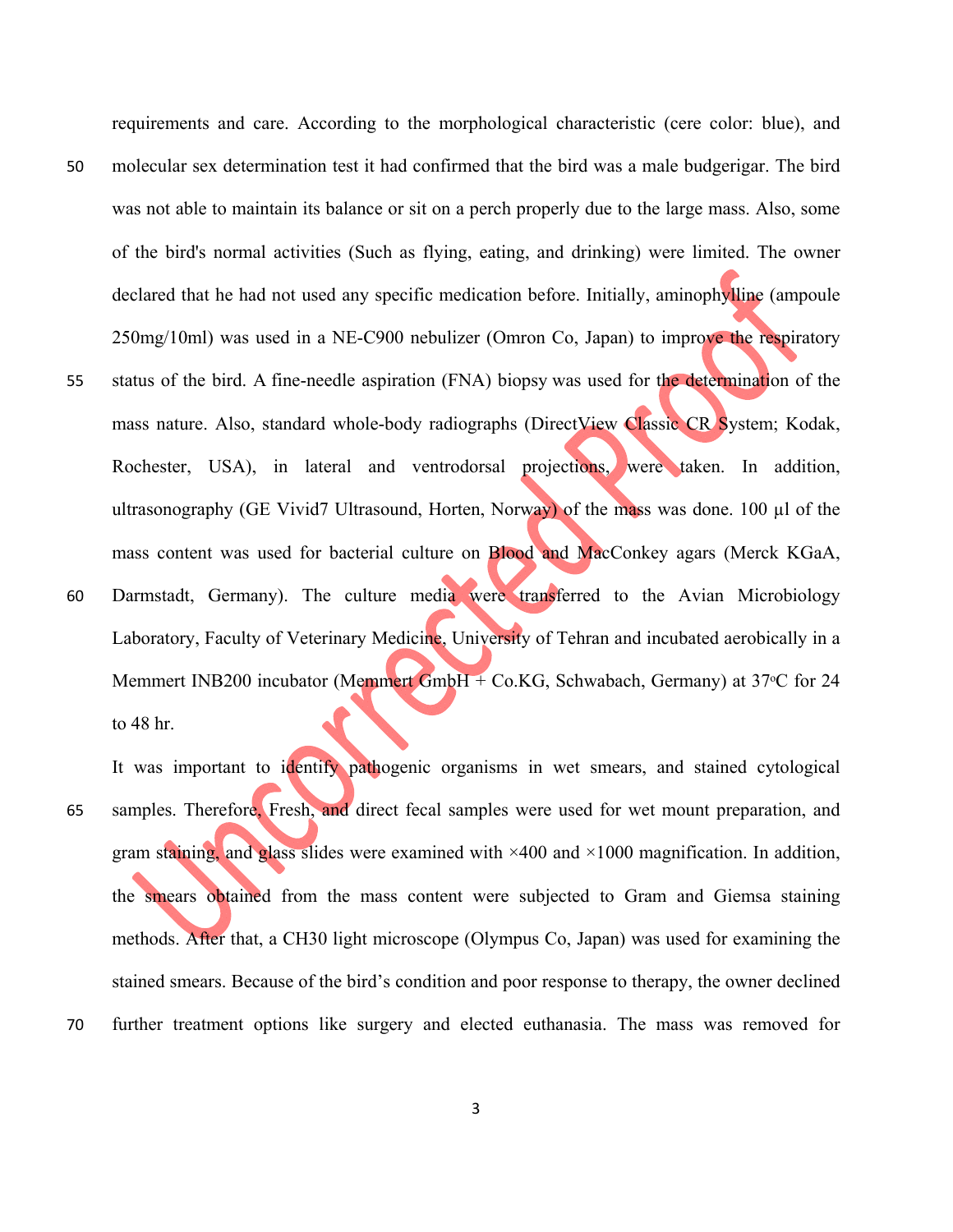requirements and care. According to the morphological characteristic (cere color: blue), and molecular sex determination test it had confirmed that the bird was a male budgerigar. The bird was not able to maintain its balance or sit on a perch properly due to the large mass. Also, some of the bird's normal activities (Such as flying, eating, and drinking) were limited. The owner declared that he had not used any specific medication before. Initially, aminophylline (ampoule 250mg/10ml) was used in a NE-C900 nebulizer (Omron Co, Japan) to improve the respiratory status of the bird. A fine-needle aspiration (FNA) biopsy was used for the determination of the mass nature. Also, standard whole-body radiographs (DirectView Classic CR System; Kodak, Rochester, USA), in lateral and ventrodorsal projections, were taken. In addition, ultrasonography (GE Vivid7 Ultrasound, Horten, Norway) of the mass was done. 100 µl of the mass content was used for bacterial culture on Blood and MacConkey agars (Merck KGaA, Darmstadt, Germany). The culture media were transferred to the Avian Microbiology Laboratory, Faculty of Veterinary Medicine, University of Tehran and incubated aerobically in a Memmert INB200 incubator (Memmert GmbH + Co.KG, Schwabach, Germany) at 37°C for 24 to 48 hr.

It was important to identify pathogenic organisms in wet smears, and stained cytological samples. Therefore, Fresh, and direct fecal samples were used for wet mount preparation, and gram staining, and glass slides were examined with ×400 and ×1000 magnification. In addition, the smears obtained from the mass content were subjected to Gram and Giemsa staining methods. After that, a CH30 light microscope (Olympus Co, Japan) was used for examining the stained smears. Because of the bird's condition and poor response to therapy, the owner declined further treatment options like surgery and elected euthanasia. The mass was removed for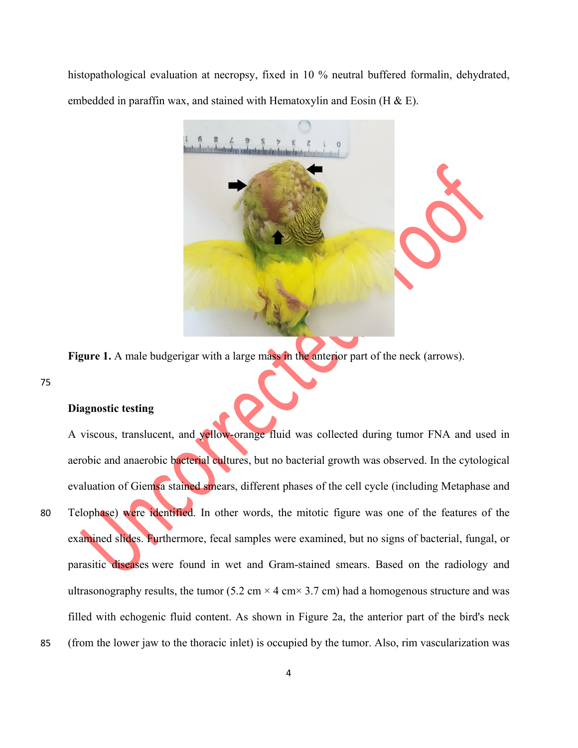histopathological evaluation at necropsy, fixed in 10 % neutral buffered formalin, dehydrated, embedded in paraffin wax, and stained with Hematoxylin and Eosin (H & E).

**Figure 1.** A male budgerigar with a large mass in the anterior part of the neck (arrows).

**Diagnostic testing**

A viscous, translucent, and yellow-orange fluid was collected during tumor FNA and used in aerobic and anaerobic bacterial cultures, but no bacterial growth was observed. In the cytological evaluation of Giemsa stained smears, different phases of the cell cycle (including Metaphase and Telophase) were identified. In other words, the mitotic figure was one of the features of the examined slides. Furthermore, fecal samples were examined, but no signs of bacterial, fungal, or parasitic diseases were found in wet and Gram-stained smears. Based on the radiology and ultrasonography results, the tumor (5.2 cm × 4 cm× 3.7 cm) had a homogenous structure and was filled with echogenic fluid content. As shown in Figure 2a, the anterior part of the bird's neck (from the lower jaw to the thoracic inlet) is occupied by the tumor. Also, rim vascularization was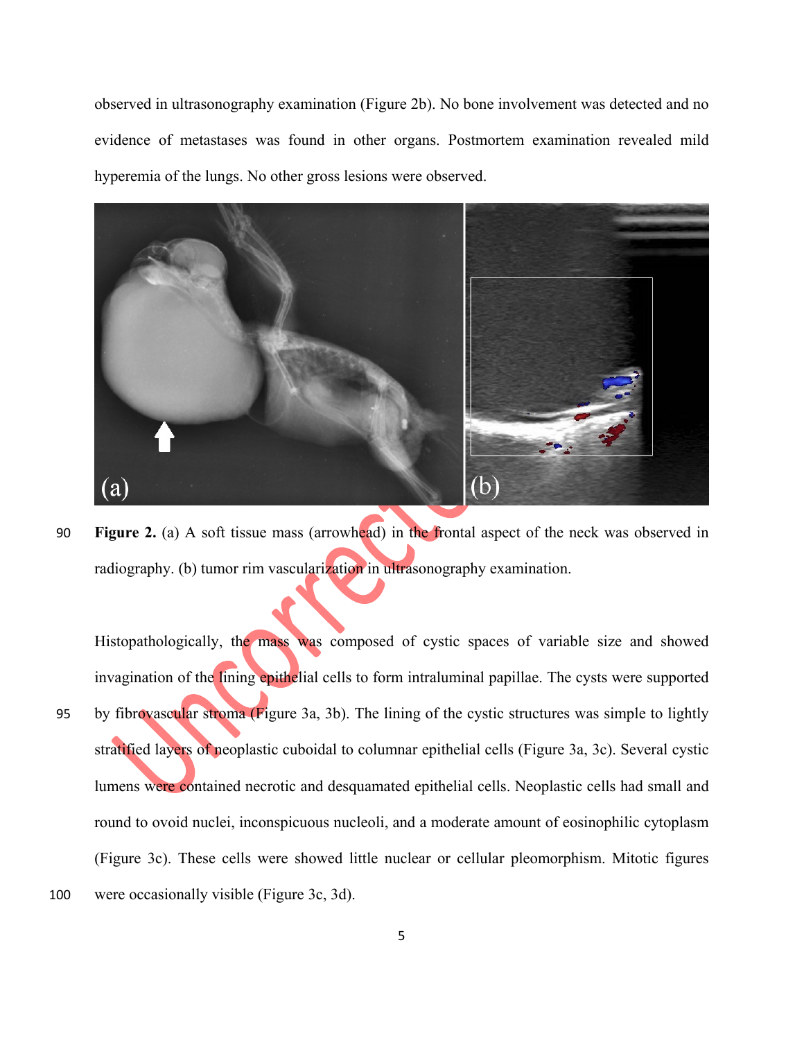observed in ultrasonography examination (Figure 2b). No bone involvement was detected and no evidence of metastases was found in other organs. Postmortem examination revealed mild hyperemia of the lungs. No other gross lesions were observed.

**Figure 2.** (a) A soft tissue mass (arrowhead) in the frontal aspect of the neck was observed in radiography. (b) tumor rim vascularization in ultrasonography examination.

Histopathologically, the mass was composed of cystic spaces of variable size and showed invagination of the lining epithelial cells to form intraluminal papillae. The cysts were supported by fibrovascular stroma (Figure 3a, 3b). The lining of the cystic structures was simple to lightly stratified layers of neoplastic cuboidal to columnar epithelial cells (Figure 3a, 3c). Several cystic lumens were contained necrotic and desquamated epithelial cells. Neoplastic cells had small and round to ovoid nuclei, inconspicuous nucleoli, and a moderate amount of eosinophilic cytoplasm (Figure 3c). These cells were showed little nuclear or cellular pleomorphism. Mitotic figures were occasionally visible (Figure 3c, 3d).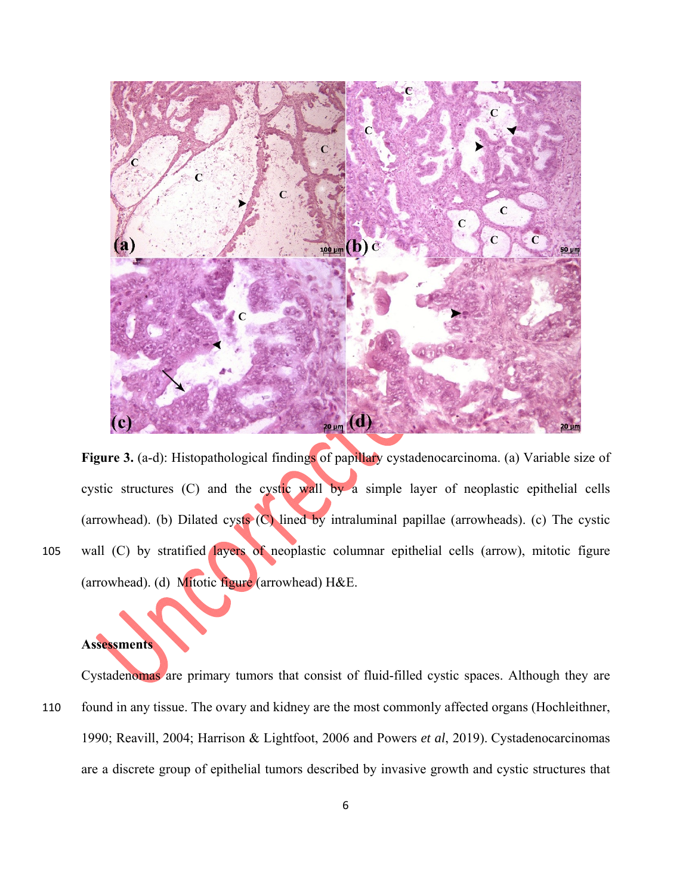**Figure 3.** (a-d): Histopathological findings of papillary cystadenocarcinoma. (a) Variable size of cystic structures (C) and the cystic wall by a simple layer of neoplastic epithelial cells (arrowhead). (b) Dilated cysts (C) lined by intraluminal papillae (arrowheads). (c) The cystic wall (C) by stratified layers of neoplastic columnar epithelial cells (arrow), mitotic figure (arrowhead). (d) Mitotic figure (arrowhead) H&E.

**Assessments**

Cystadenomas are primary tumors that consist of fluid-filled cystic spaces. Although they are found in any tissue. The ovary and kidney are the most commonly affected organs (Hochleithner, 1990; Reavill, 2004; Harrison & Lightfoot, 2006 and Powers *et al*, 2019). Cystadenocarcinomas are a discrete group of epithelial tumors described by invasive growth and cystic structures that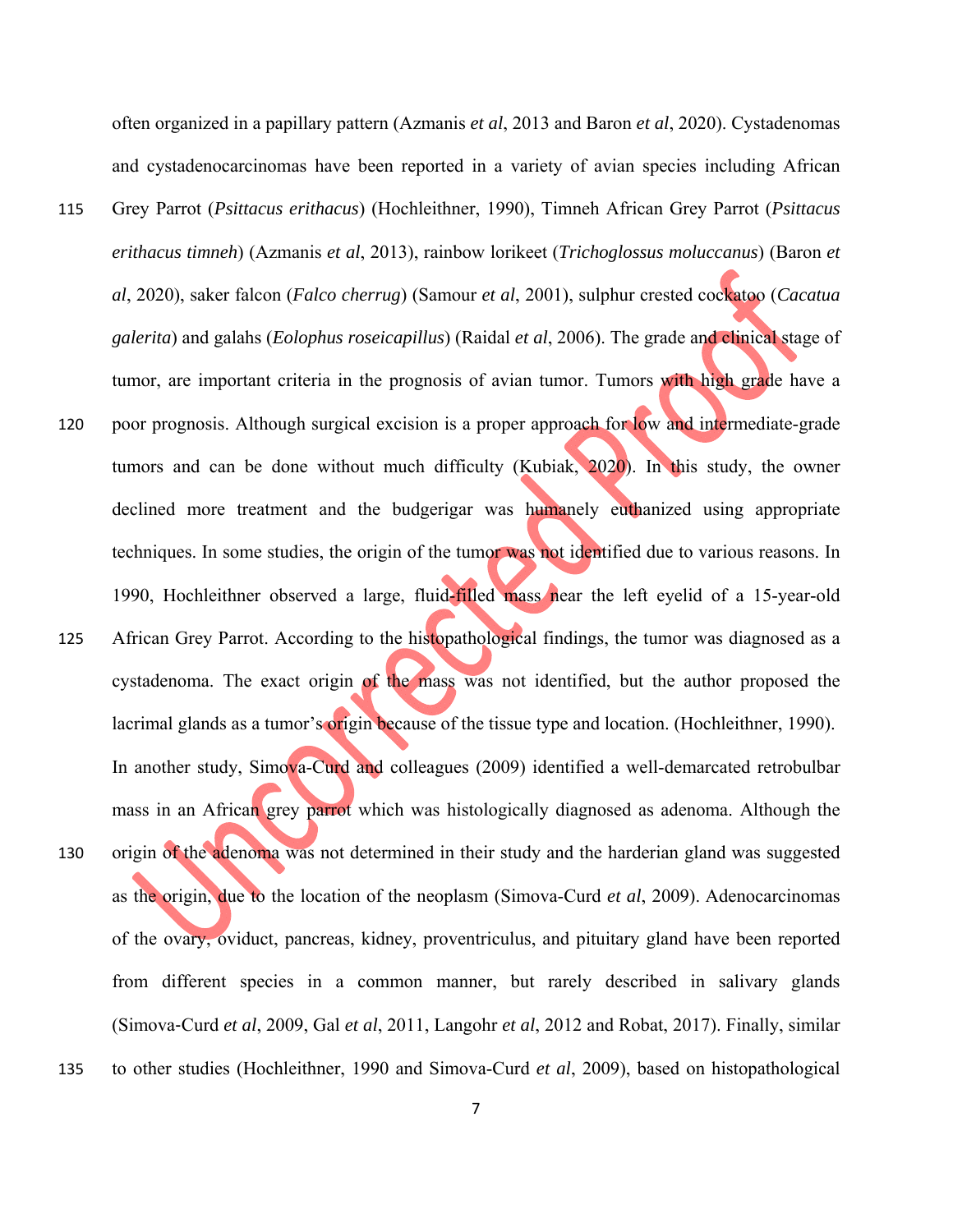often organized in a papillary pattern (Azmanis *et al*, 2013 and Baron *et al*, 2020). Cystadenomas and cystadenocarcinomas have been reported in a variety of avian species including African Grey Parrot (*Psittacus erithacus*) (Hochleithner, 1990), Timneh African Grey Parrot (*Psittacus erithacus timneh*) (Azmanis *et al*, 2013), rainbow lorikeet (*Trichoglossus moluccanus*) (Baron *et al*, 2020), saker falcon (*Falco cherrug*) (Samour *et al*, 2001), sulphur crested cockatoo (*Cacatua galerita*) and galahs (*Eolophus roseicapillus*) (Raidal *et al*, 2006). The grade and clinical stage of tumor, are important criteria in the prognosis of avian tumor. Tumors with high grade have a poor prognosis. Although surgical excision is a proper approach for low and intermediate-grade tumors and can be done without much difficulty (Kubiak, 2020). In this study, the owner declined more treatment and the budgerigar was humanely euthanized using appropriate techniques. In some studies, the origin of the tumor was not identified due to various reasons. In 1990, Hochleithner observed a large, fluid-filled mass near the left eyelid of a 15-year-old African Grey Parrot. According to the histopathological findings, the tumor was diagnosed as a cystadenoma. The exact origin of the mass was not identified, but the author proposed the lacrimal glands as a tumor's origin because of the tissue type and location. (Hochleithner, 1990). In another study, Simova-Curd and colleagues (2009) identified a well-demarcated retrobulbar mass in an African grey parrot which was histologically diagnosed as adenoma. Although the origin of the adenoma was not determined in their study and the harderian gland was suggested as the origin, due to the location of the neoplasm (Simova-Curd *et al*, 2009). Adenocarcinomas of the ovary, oviduct, pancreas, kidney, proventriculus, and pituitary gland have been reported from different species in a common manner, but rarely described in salivary glands (Simova-Curd *et al*, 2009, Gal *et al*, 2011, Langohr *et al*, 2012 and Robat, 2017). Finally, similar to other studies (Hochleithner, 1990 and Simova-Curd *et al*, 2009), based on histopathological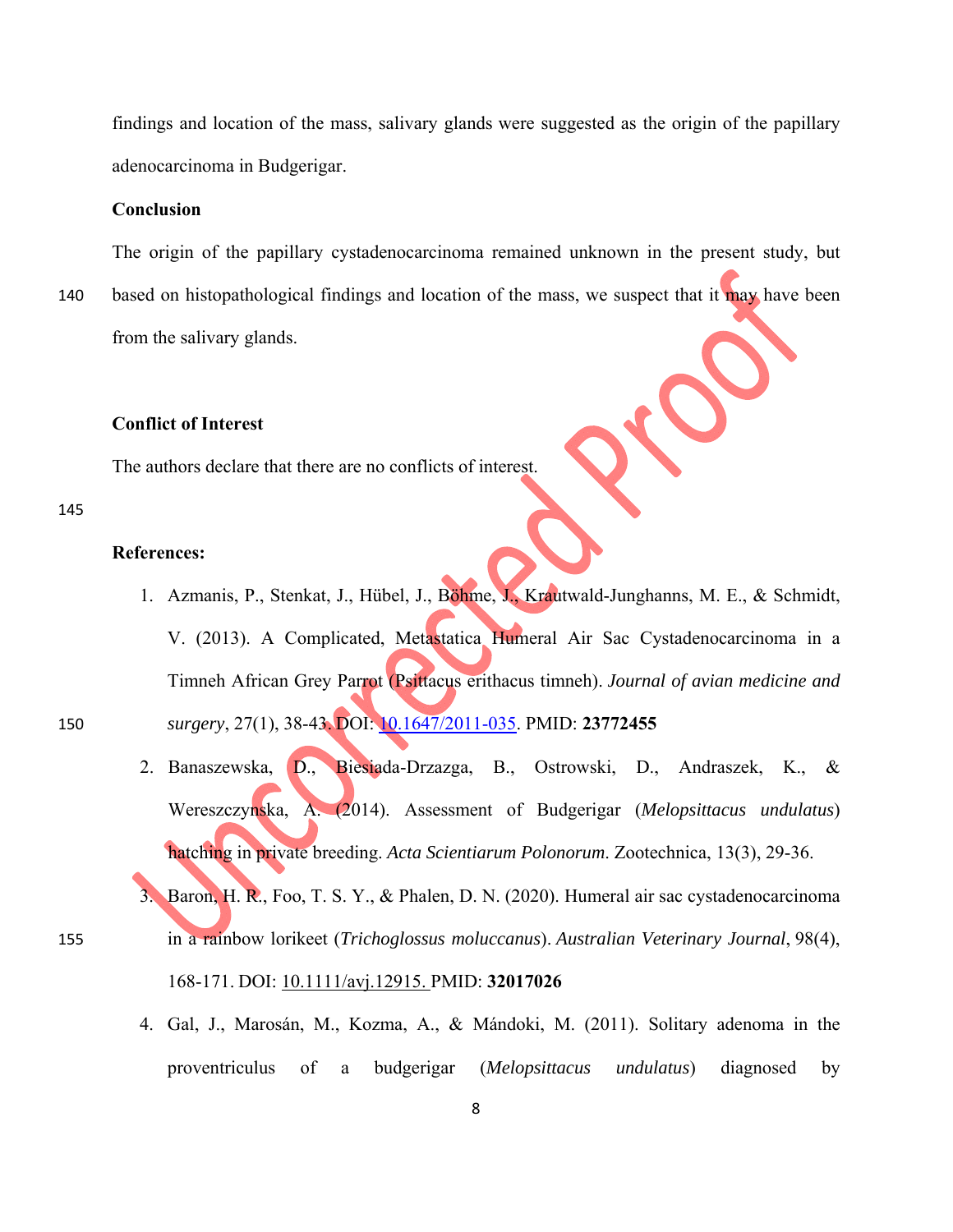findings and location of the mass, salivary glands were suggested as the origin of the papillary adenocarcinoma in Budgerigar.

## Conclusion

The origin of the papillary cystadenocarcinoma remained unknown in the present study, but based on histopathological findings and location of the mass, we suspect that it may have been from the salivary glands.

## Conflict of Interest

The authors declare that there are no conflicts of interest.

## References:

1. Azmanis, P., Stenkat, J., Hübel, J., Böhme, J., Krautwald-Junghanns, M. E., & Schmidt, V. (2013). A Complicated, Metastatica Humeral Air Sac Cystadenocarcinoma in a Timneh African Grey Parrot (Psittacus erithacus timneh). *Journal of avian medicine and surgery*, 27(1), 38-43. DOI: 10.1647/2011-035. PMID: **23772455**
2. Banaszewska, D., Biesiada-Drzazga, B., Ostrowski, D., Andraszek, K., & Wereszczynska, A. (2014). Assessment of Budgerigar (*Melopsittacus undulatus*) hatching in private breeding. *Acta Scientiarum Polonorum*. Zootechnica, 13(3), 29-36.
3. Baron, H. R., Foo, T. S. Y., & Phalen, D. N. (2020). Humeral air sac cystadenocarcinoma in a rainbow lorikeet (*Trichoglossus moluccanus*). *Australian Veterinary Journal*, 98(4), 168-171. DOI: 10.1111/avj.12915. PMID: **32017026**
4. Gal, J., Marosán, M., Kozma, A., & Mándoki, M. (2011). Solitary adenoma in the proventriculus of a budgerigar (*Melopsittacus undulatus*) diagnosed by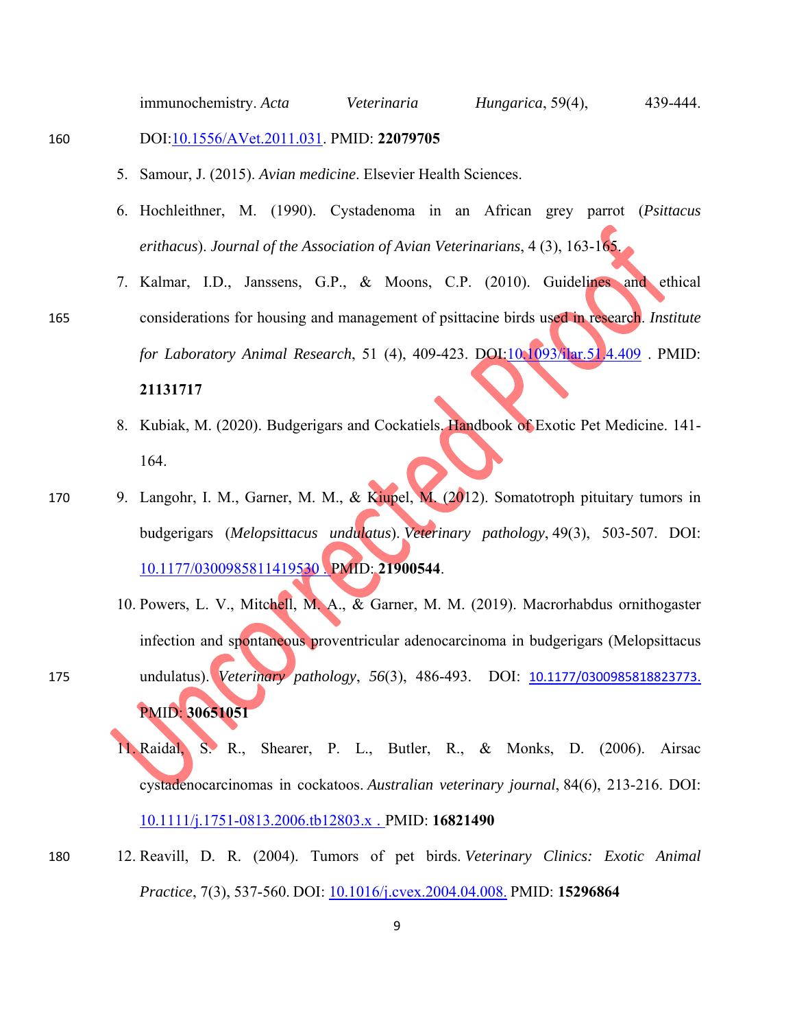immunochemistry. *Acta Veterinaria Hungarica*, 59(4), 439-444. DOI:10.1556/AVet.2011.031. PMID: **22079705**

5. Samour, J. (2015). *Avian medicine*. Elsevier Health Sciences.
6. Hochleithner, M. (1990). Cystadenoma in an African grey parrot (*Psittacus erithacus*). *Journal of the Association of Avian Veterinarians*, 4 (3), 163-165.
7. Kalmar, I.D., Janssens, G.P., & Moons, C.P. (2010). Guidelines and ethical considerations for housing and management of psittacine birds used in research. *Institute for Laboratory Animal Research*, 51 (4), 409-423. DOI:10.1093/ilar.51.4.409 . PMID: **21131717**
8. Kubiak, M. (2020). Budgerigars and Cockatiels. Handbook of Exotic Pet Medicine. 141-164.
9. Langohr, I. M., Garner, M. M., & Kiupel, M. (2012). Somatotroph pituitary tumors in budgerigars (*Melopsittacus undulatus*). *Veterinary pathology*, 49(3), 503-507. DOI: 10.1177/0300985811419530 . PMID: **21900544**.
10. Powers, L. V., Mitchell, M. A., & Garner, M. M. (2019). Macrorhabdus ornithogaster infection and spontaneous proventricular adenocarcinoma in budgerigars (Melopsittacus undulatus). *Veterinary pathology*, *56*(3), 486-493. DOI: 10.1177/0300985818823773. PMID: **30651051**
11. Raidal, S. R., Shearer, P. L., Butler, R., & Monks, D. (2006). Airsac cystadenocarcinomas in cockatoos. *Australian veterinary journal*, 84(6), 213-216. DOI: 10.1111/j.1751-0813.2006.tb12803.x . PMID: **16821490**
12. Reavill, D. R. (2004). Tumors of pet birds. *Veterinary Clinics: Exotic Animal Practice*, 7(3), 537-560. DOI: 10.1016/j.cvex.2004.04.008. PMID: **15296864**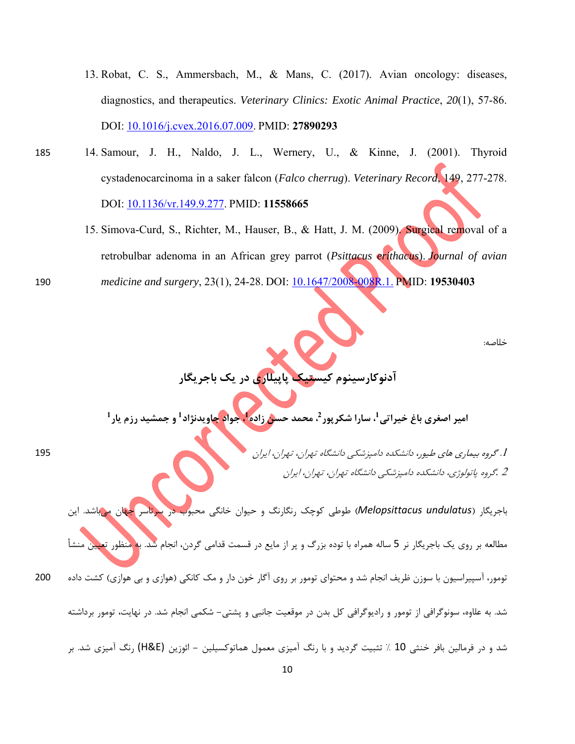13. Robat, C. S., Ammersbach, M., & Mans, C. (2017). Avian oncology: diseases, diagnostics, and therapeutics. *Veterinary Clinics: Exotic Animal Practice*, *20*(1), 57-86. DOI: 10.1016/j.cvex.2016.07.009. PMID: **27890293**
14. Samour, J. H., Naldo, J. L., Wernery, U., & Kinne, J. (2001). Thyroid cystadenocarcinoma in a saker falcon (*Falco cherrug*). *Veterinary Record*, 149, 277-278. DOI: 10.1136/vr.149.9.277. PMID: **11558665**
15. Simova-Curd, S., Richter, M., Hauser, B., & Hatt, J. M. (2009). Surgical removal of a retrobulbar adenoma in an African grey parrot (*Psittacus erithacus*). *Journal of avian medicine and surgery*, 23(1), 24-28. DOI: 10.1647/2008-008R.1. PMID: **19530403**

خلاصه:

## آدنوکارسینوم کیستیک پاپیلاری در یک باجریگار

**امیر اصغری باغ خیراتی[1]، سارا شکرپور[2]، محمد حسن زاده[1]، جواد جاویدنژاد[1] و جمشید رزم یار[1]**

*1. گروه بیماری های طیور، دانشکده دامپزشکی دانشگاه تهران، تهران، ایران*
*2. گروه پاتولوژی، دانشکده دامپزشکی دانشگاه تهران، تهران، ایران*

باجریگار (*Melopsittacus undulatus*) طوطی کوچک رنگارنگ و حیوان خانگی محبوب در سرتاسر جهان می‌باشد. این مطالعه بر روی یک باجریگار نر 5 ساله همراه با توده بزرگ و پر از مایع در قسمت قدامی گردن، انجام شد. به منظور تعیین منشأ تومور، آسپیراسیون با سوزن ظریف انجام شد و محتوای تومور بر روی آگار خون دار و مک کانکی (هوازی و بی هوازی) کشت داده شد. به علاوه، سونوگرافی از تومور و رادیوگرافی کل بدن در موقعیت جانبی و پشتی- شکمی انجام شد. در نهایت، تومور برداشته شد و در فرمالین بافر خنثی 10 ٪ تثبیت گردید و با رنگ آمیزی معمول هماتوکسیلین - ائوزین (H&E) رنگ آمیزی شد. بر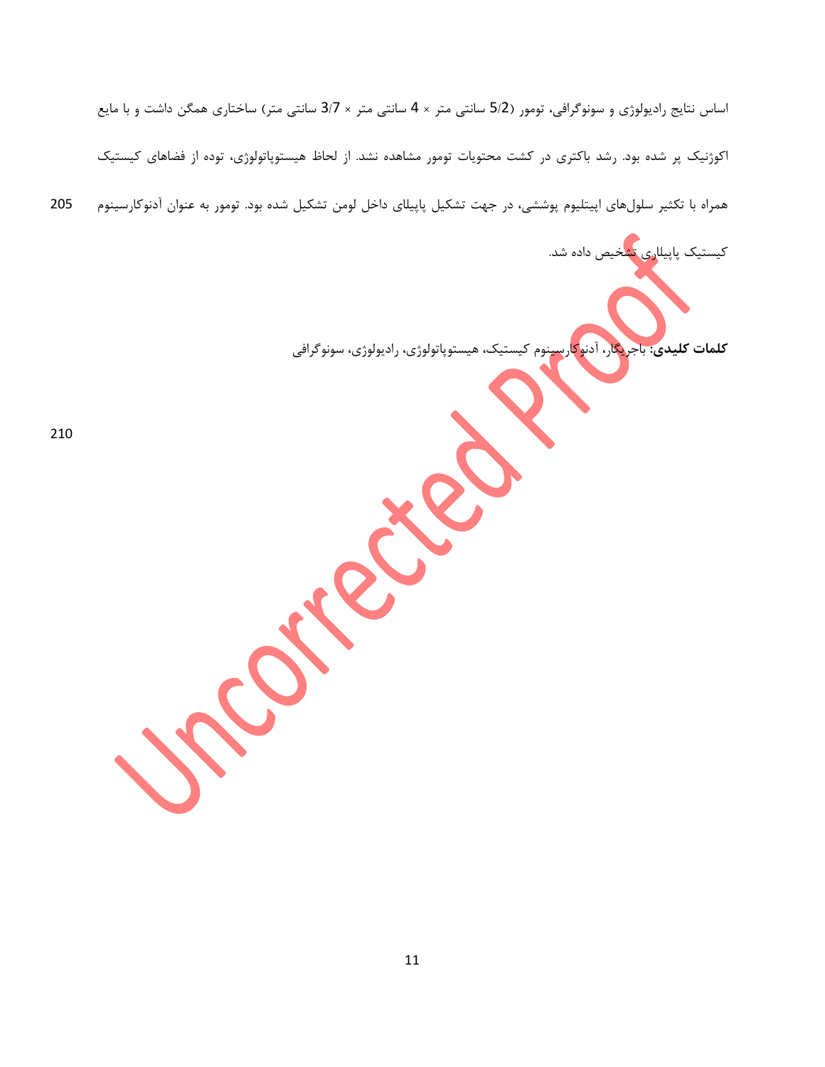اساس نتایج رادیولوژی و سونوگرافی، تومور (5/2 سانتی متر × 4 سانتی متر × 3/7 سانتی متر) ساختاری همگن داشت و با مایع اکوژنیک پر شده بود. رشد باکتری در کشت محتویات تومور مشاهده نشد. از لحاظ هیستوپاتولوژی، توده از فضاهای کیستیک همراه با تکثیر سلول‌های اپیتلیوم پوششی، در جهت تشکیل پاپیلای داخل لومن تشکیل شده بود. تومور به عنوان آدنوکارسینوم کیستیک پاپیلاری تشخیص داده شد.

**کلمات کلیدی:** باجریگار، آدنوکارسینوم کیستیک، هیستوپاتولوژی، رادیولوژی، سونوگرافی